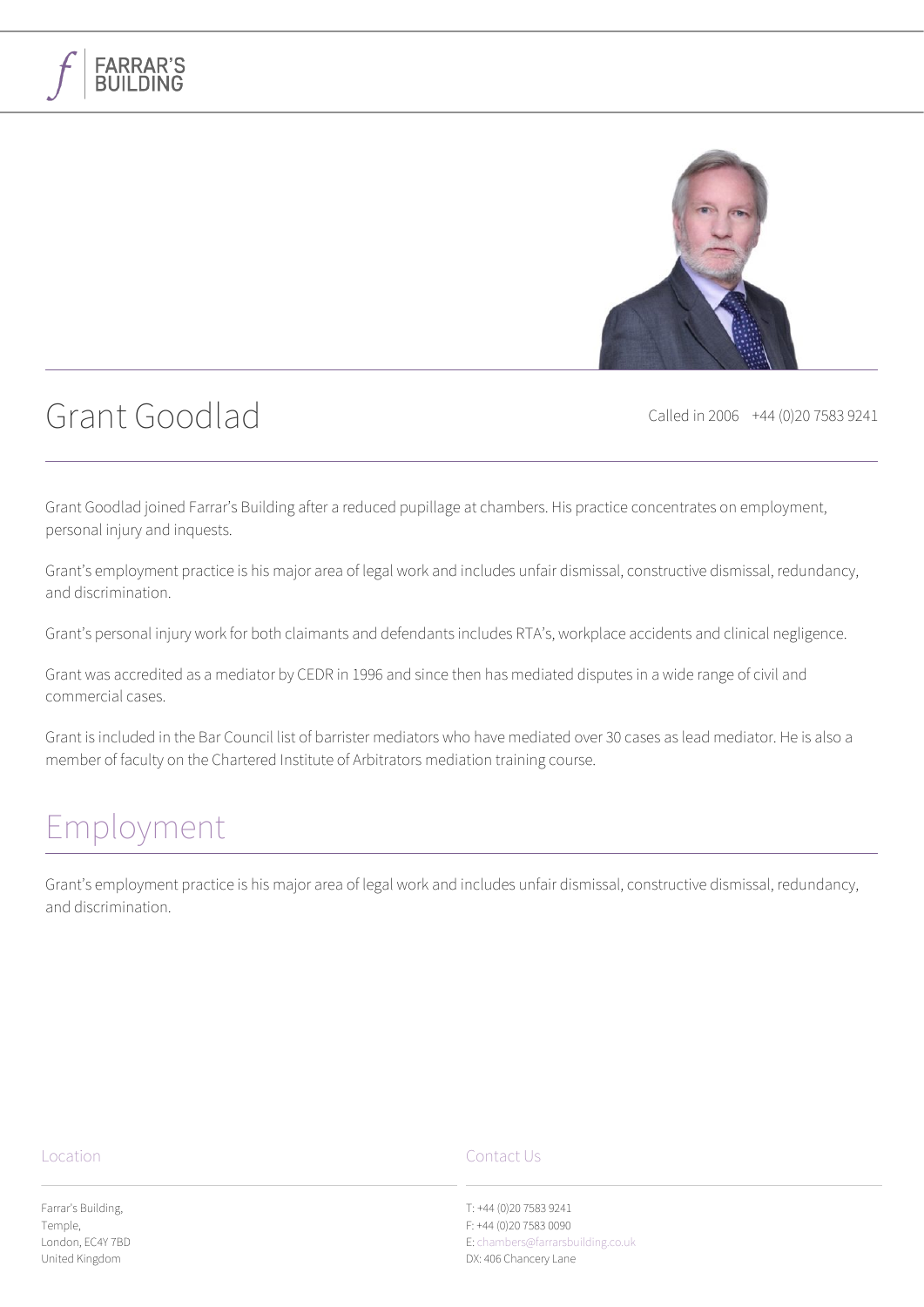# Grant Goodlad

Called in 2006 +44 (0)20 7583 9241

Grant Goodlad joined Farrar's Building after a reduced pupillage at chambers. His practice concentrates on employment, personal injury and inquests.

Grant's employment practice is his major area of legal work and includes unfair dismissal, constructive dismissal, redundancy, and discrimination.

Grant's personal injury work for both claimants and defendants includes RTA's, workplace accidents and clinical negligence.

Grant was accredited as a mediator by CEDR in 1996 and since then has mediated disputes in a wide range of civil and commercial cases.

Grant is included in the Bar Council list of barrister mediators who have mediated over 30 cases as lead mediator. He is also a member of faculty on the Chartered Institute of Arbitrators mediation training course.

## Employment

Grant's employment practice is his major area of legal work and includes unfair dismissal, constructive dismissal, redundancy, and discrimination.

### Location

Farrar's Building,
Temple,
London, EC4Y 7BD
United Kingdom

### Contact Us

T: +44 (0)20 7583 9241
F: +44 (0)20 7583 0090
E: chambers@farrarsbuilding.co.uk
DX: 406 Chancery Lane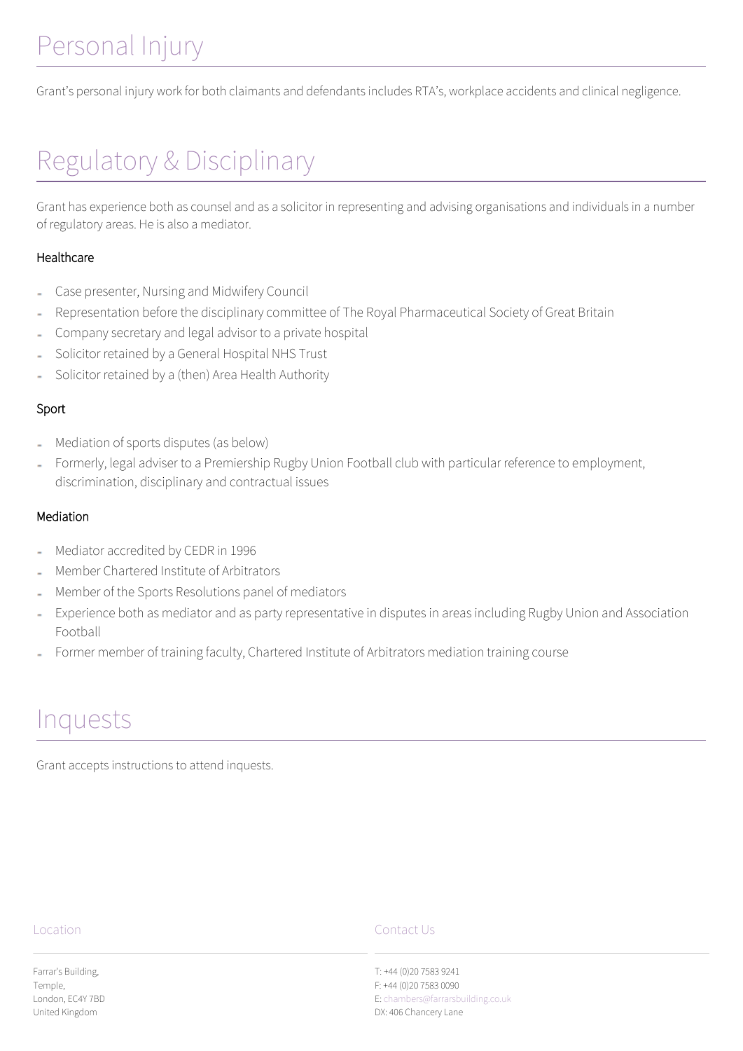# Personal Injury

Grant's personal injury work for both claimants and defendants includes RTA's, workplace accidents and clinical negligence.

# Regulatory & Disciplinary

Grant has experience both as counsel and as a solicitor in representing and advising organisations and individuals in a number of regulatory areas. He is also a mediator.

### Healthcare

- Case presenter, Nursing and Midwifery Council
- Representation before the disciplinary committee of The Royal Pharmaceutical Society of Great Britain
- Company secretary and legal advisor to a private hospital
- Solicitor retained by a General Hospital NHS Trust
- Solicitor retained by a (then) Area Health Authority

### Sport

- Mediation of sports disputes (as below)
- Formerly, legal adviser to a Premiership Rugby Union Football club with particular reference to employment, discrimination, disciplinary and contractual issues

### Mediation

- Mediator accredited by CEDR in 1996
- Member Chartered Institute of Arbitrators
- Member of the Sports Resolutions panel of mediators
- Experience both as mediator and as party representative in disputes in areas including Rugby Union and Association Football
- Former member of training faculty, Chartered Institute of Arbitrators mediation training course

# Inquests

Grant accepts instructions to attend inquests.

Location

Farrar's Building,
Temple,
London, EC4Y 7BD
United Kingdom

Contact Us

T: +44 (0)20 7583 9241
F: +44 (0)20 7583 0090
E: chambers@farrarsbuilding.co.uk
DX: 406 Chancery Lane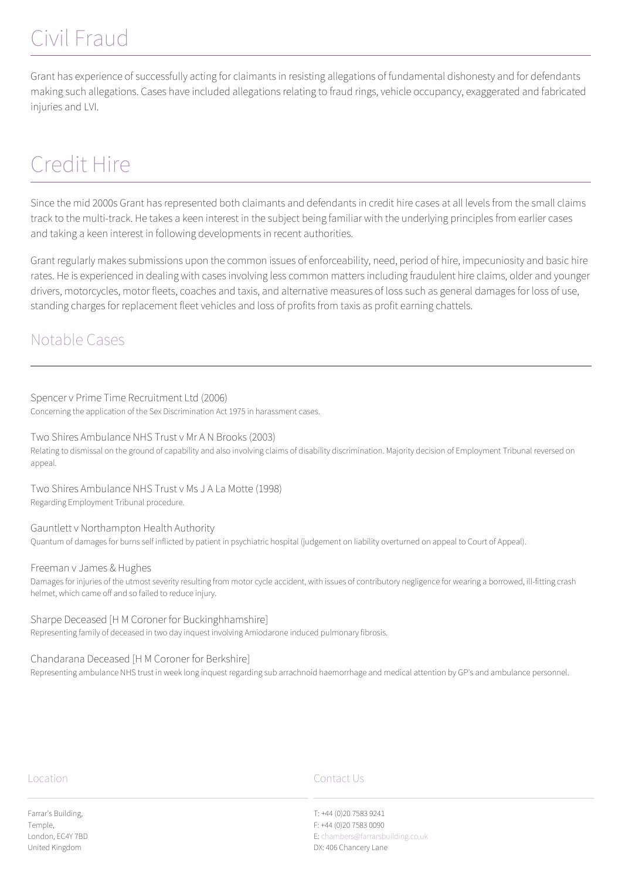# Civil Fraud

Grant has experience of successfully acting for claimants in resisting allegations of fundamental dishonesty and for defendants making such allegations. Cases have included allegations relating to fraud rings, vehicle occupancy, exaggerated and fabricated injuries and LVI.

# Credit Hire

Since the mid 2000s Grant has represented both claimants and defendants in credit hire cases at all levels from the small claims track to the multi-track. He takes a keen interest in the subject being familiar with the underlying principles from earlier cases and taking a keen interest in following developments in recent authorities.

Grant regularly makes submissions upon the common issues of enforceability, need, period of hire, impecuniosity and basic hire rates. He is experienced in dealing with cases involving less common matters including fraudulent hire claims, older and younger drivers, motorcycles, motor fleets, coaches and taxis, and alternative measures of loss such as general damages for loss of use, standing charges for replacement fleet vehicles and loss of profits from taxis as profit earning chattels.

## Notable Cases

Spencer v Prime Time Recruitment Ltd (2006)
Concerning the application of the Sex Discrimination Act 1975 in harassment cases.

Two Shires Ambulance NHS Trust v Mr A N Brooks (2003)
Relating to dismissal on the ground of capability and also involving claims of disability discrimination. Majority decision of Employment Tribunal reversed on appeal.

Two Shires Ambulance NHS Trust v Ms J A La Motte (1998)
Regarding Employment Tribunal procedure.

Gauntlett v Northampton Health Authority
Quantum of damages for burns self inflicted by patient in psychiatric hospital (judgement on liability overturned on appeal to Court of Appeal).

Freeman v James & Hughes
Damages for injuries of the utmost severity resulting from motor cycle accident, with issues of contributory negligence for wearing a borrowed, ill-fitting crash helmet, which came off and so failed to reduce injury.

Sharpe Deceased [H M Coroner for Buckinghhamshire]
Representing family of deceased in two day inquest involving Amiodarone induced pulmonary fibrosis.

Chandarana Deceased [H M Coroner for Berkshire]
Representing ambulance NHS trust in week long inquest regarding sub arrachnoid haemorrhage and medical attention by GP's and ambulance personnel.

Location

Farrar's Building,
Temple,
London, EC4Y 7BD
United Kingdom

Contact Us

T: +44 (0)20 7583 9241
F: +44 (0)20 7583 0090
E: chambers@farrarsbuilding.co.uk
DX: 406 Chancery Lane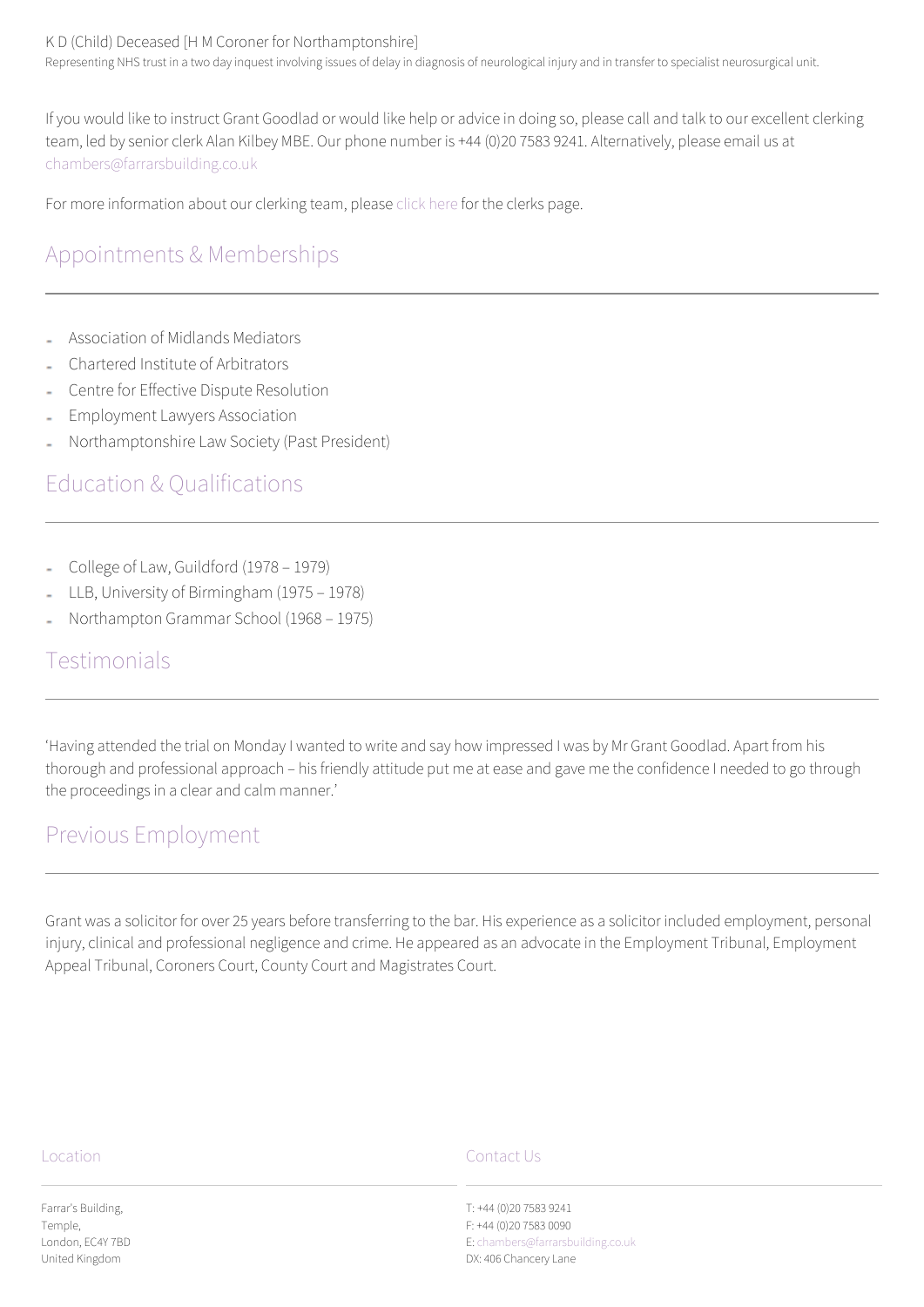K D (Child) Deceased [H M Coroner for Northamptonshire]

Representing NHS trust in a two day inquest involving issues of delay in diagnosis of neurological injury and in transfer to specialist neurosurgical unit.

If you would like to instruct Grant Goodlad or would like help or advice in doing so, please call and talk to our excellent clerking team, led by senior clerk Alan Kilbey MBE. Our phone number is +44 (0)20 7583 9241. Alternatively, please email us at chambers@farrarsbuilding.co.uk

For more information about our clerking team, please click here for the clerks page.

## Appointments & Memberships

- Association of Midlands Mediators
- Chartered Institute of Arbitrators
- Centre for Effective Dispute Resolution
- Employment Lawyers Association
- Northamptonshire Law Society (Past President)

## Education & Qualifications

- College of Law, Guildford (1978 – 1979)
- LLB, University of Birmingham (1975 – 1978)
- Northampton Grammar School (1968 – 1975)

## Testimonials

'Having attended the trial on Monday I wanted to write and say how impressed I was by Mr Grant Goodlad. Apart from his thorough and professional approach – his friendly attitude put me at ease and gave me the confidence I needed to go through the proceedings in a clear and calm manner.'

## Previous Employment

Grant was a solicitor for over 25 years before transferring to the bar. His experience as a solicitor included employment, personal injury, clinical and professional negligence and crime. He appeared as an advocate in the Employment Tribunal, Employment Appeal Tribunal, Coroners Court, County Court and Magistrates Court.

### Location

Farrar's Building,
Temple,
London, EC4Y 7BD
United Kingdom

### Contact Us

T: +44 (0)20 7583 9241
F: +44 (0)20 7583 0090
E: chambers@farrarsbuilding.co.uk
DX: 406 Chancery Lane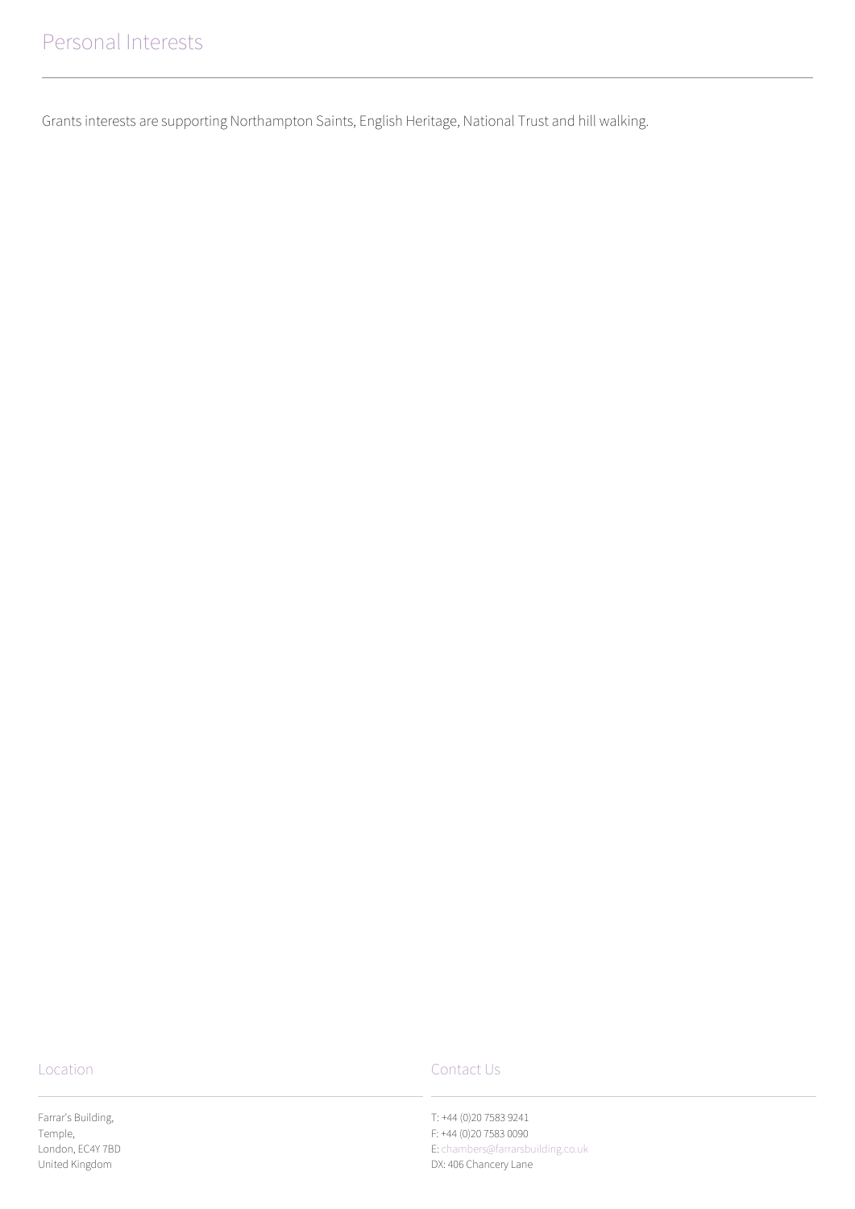## Personal Interests

Grants interests are supporting Northampton Saints, English Heritage, National Trust and hill walking.

### Location

Farrar's Building,
Temple,
London, EC4Y 7BD
United Kingdom

### Contact Us

T: +44 (0)20 7583 9241
F: +44 (0)20 7583 0090
E: chambers@farrarsbuilding.co.uk
DX: 406 Chancery Lane